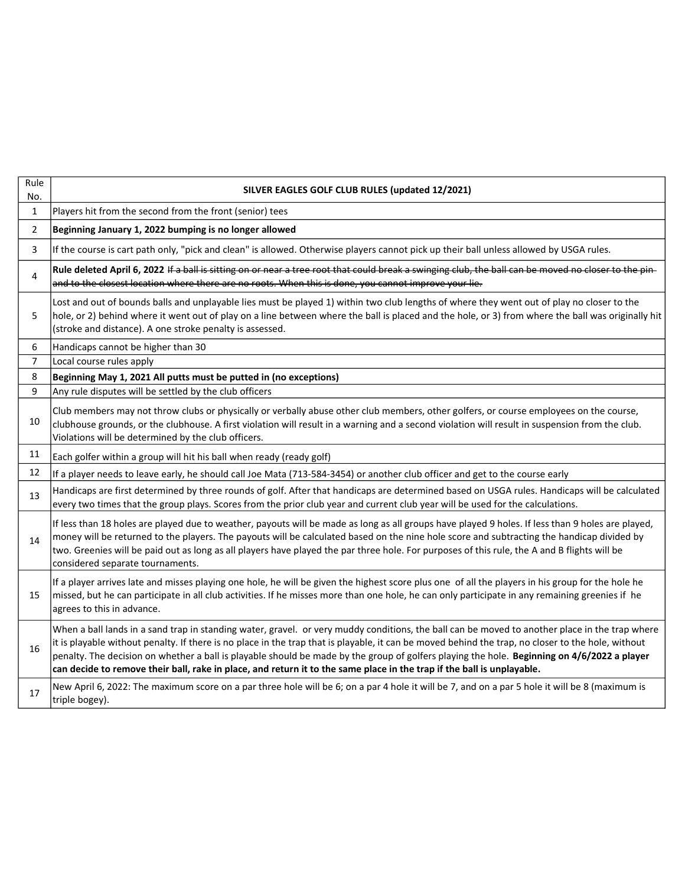| Rule No. | SILVER EAGLES GOLF CLUB RULES (updated 12/2021) |
|---|---|
| 1 | Players hit from the second from the front (senior) tees |
| 2 | **Beginning January 1, 2022 bumping is no longer allowed** |
| 3 | If the course is cart path only, "pick and clean" is allowed. Otherwise players cannot pick up their ball unless allowed by USGA rules. |
| 4 | **Rule deleted April 6, 2022** ~~If a ball is sitting on or near a tree root that could break a swinging club, the ball can be moved no closer to the pin and to the closest location where there are no roots. When this is done, you cannot improve your lie.~~ |
| 5 | Lost and out of bounds balls and unplayable lies must be played 1) within two club lengths of where they went out of play no closer to the hole, or 2) behind where it went out of play on a line between where the ball is placed and the hole, or 3) from where the ball was originally hit (stroke and distance). A one stroke penalty is assessed. |
| 6 | Handicaps cannot be higher than 30 |
| 7 | Local course rules apply |
| 8 | **Beginning May 1, 2021 All putts must be putted in (no exceptions)** |
| 9 | Any rule disputes will be settled by the club officers |
| 10 | Club members may not throw clubs or physically or verbally abuse other club members, other golfers, or course employees on the course, clubhouse grounds, or the clubhouse. A first violation will result in a warning and a second violation will result in suspension from the club. Violations will be determined by the club officers. |
| 11 | Each golfer within a group will hit his ball when ready (ready golf) |
| 12 | If a player needs to leave early, he should call Joe Mata (713-584-3454) or another club officer and get to the course early |
| 13 | Handicaps are first determined by three rounds of golf. After that handicaps are determined based on USGA rules. Handicaps will be calculated every two times that the group plays. Scores from the prior club year and current club year will be used for the calculations. |
| 14 | If less than 18 holes are played due to weather, payouts will be made as long as all groups have played 9 holes. If less than 9 holes are played, money will be returned to the players. The payouts will be calculated based on the nine hole score and subtracting the handicap divided by two. Greenies will be paid out as long as all players have played the par three hole. For purposes of this rule, the A and B flights will be considered separate tournaments. |
| 15 | If a player arrives late and misses playing one hole, he will be given the highest score plus one of all the players in his group for the hole he missed, but he can participate in all club activities. If he misses more than one hole, he can only participate in any remaining greenies if he agrees to this in advance. |
| 16 | When a ball lands in a sand trap in standing water, gravel. or very muddy conditions, the ball can be moved to another place in the trap where it is playable without penalty. If there is no place in the trap that is playable, it can be moved behind the trap, no closer to the hole, without penalty. The decision on whether a ball is playable should be made by the group of golfers playing the hole. **Beginning on 4/6/2022 a player can decide to remove their ball, rake in place, and return it to the same place in the trap if the ball is unplayable.** |
| 17 | New April 6, 2022: The maximum score on a par three hole will be 6; on a par 4 hole it will be 7, and on a par 5 hole it will be 8 (maximum is triple bogey). |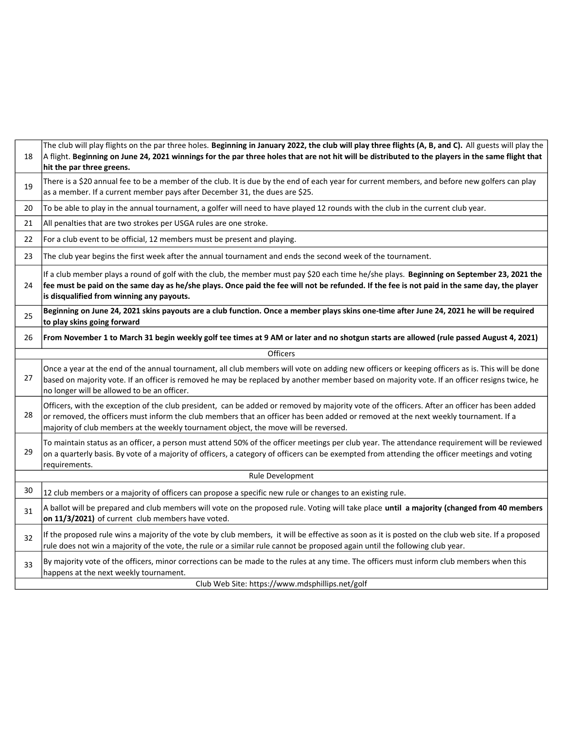| | |
|---|---|
| 18 | The club will play flights on the par three holes. **Beginning in January 2022, the club will play three flights (A, B, and C).** All guests will play the A flight. **Beginning on June 24, 2021 winnings for the par three holes that are not hit will be distributed to the players in the same flight that hit the par three greens.** |
| 19 | There is a $20 annual fee to be a member of the club. It is due by the end of each year for current members, and before new golfers can play as a member. If a current member pays after December 31, the dues are $25. |
| 20 | To be able to play in the annual tournament, a golfer will need to have played 12 rounds with the club in the current club year. |
| 21 | All penalties that are two strokes per USGA rules are one stroke. |
| 22 | For a club event to be official, 12 members must be present and playing. |
| 23 | The club year begins the first week after the annual tournament and ends the second week of the tournament. |
| 24 | If a club member plays a round of golf with the club, the member must pay $20 each time he/she plays. **Beginning on September 23, 2021 the fee must be paid on the same day as he/she plays. Once paid the fee will not be refunded. If the fee is not paid in the same day, the player is disqualified from winning any payouts.** |
| 25 | **Beginning on June 24, 2021 skins payouts are a club function. Once a member plays skins one-time after June 24, 2021 he will be required to play skins going forward** |
| 26 | **From November 1 to March 31 begin weekly golf tee times at 9 AM or later and no shotgun starts are allowed (rule passed August 4, 2021)** |
| | Officers |
| 27 | Once a year at the end of the annual tournament, all club members will vote on adding new officers or keeping officers as is. This will be done based on majority vote. If an officer is removed he may be replaced by another member based on majority vote. If an officer resigns twice, he no longer will be allowed to be an officer. |
| 28 | Officers, with the exception of the club president, can be added or removed by majority vote of the officers. After an officer has been added or removed, the officers must inform the club members that an officer has been added or removed at the next weekly tournament. If a majority of club members at the weekly tournament object, the move will be reversed. |
| 29 | To maintain status as an officer, a person must attend 50% of the officer meetings per club year. The attendance requirement will be reviewed on a quarterly basis. By vote of a majority of officers, a category of officers can be exempted from attending the officer meetings and voting requirements. |
| | Rule Development |
| 30 | 12 club members or a majority of officers can propose a specific new rule or changes to an existing rule. |
| 31 | A ballot will be prepared and club members will vote on the proposed rule. Voting will take place **until a majority (changed from 40 members on 11/3/2021)** of current club members have voted. |
| 32 | If the proposed rule wins a majority of the vote by club members, it will be effective as soon as it is posted on the club web site. If a proposed rule does not win a majority of the vote, the rule or a similar rule cannot be proposed again until the following club year. |
| 33 | By majority vote of the officers, minor corrections can be made to the rules at any time. The officers must inform club members when this happens at the next weekly tournament. |
| | Club Web Site: https://www.mdsphillips.net/golf |